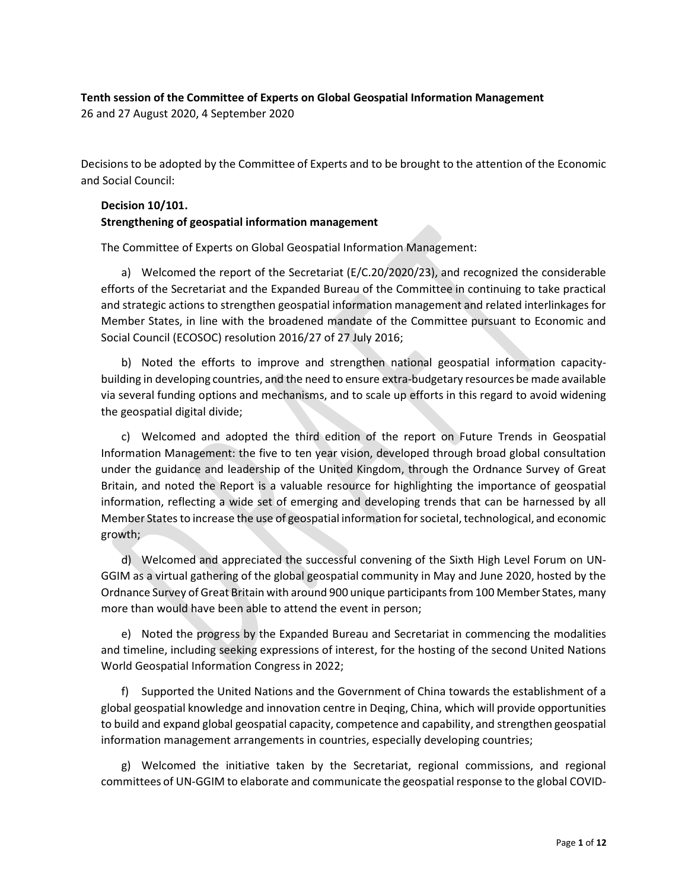**Tenth session of the Committee of Experts on Global Geospatial Information Management**
26 and 27 August 2020, 4 September 2020

Decisions to be adopted by the Committee of Experts and to be brought to the attention of the Economic and Social Council:

**Decision 10/101.**
**Strengthening of geospatial information management**

The Committee of Experts on Global Geospatial Information Management:

a) Welcomed the report of the Secretariat (E/C.20/2020/23), and recognized the considerable efforts of the Secretariat and the Expanded Bureau of the Committee in continuing to take practical and strategic actions to strengthen geospatial information management and related interlinkages for Member States, in line with the broadened mandate of the Committee pursuant to Economic and Social Council (ECOSOC) resolution 2016/27 of 27 July 2016;

b) Noted the efforts to improve and strengthen national geospatial information capacity-building in developing countries, and the need to ensure extra-budgetary resources be made available via several funding options and mechanisms, and to scale up efforts in this regard to avoid widening the geospatial digital divide;

c) Welcomed and adopted the third edition of the report on Future Trends in Geospatial Information Management: the five to ten year vision, developed through broad global consultation under the guidance and leadership of the United Kingdom, through the Ordnance Survey of Great Britain, and noted the Report is a valuable resource for highlighting the importance of geospatial information, reflecting a wide set of emerging and developing trends that can be harnessed by all Member States to increase the use of geospatial information for societal, technological, and economic growth;

d) Welcomed and appreciated the successful convening of the Sixth High Level Forum on UN-GGIM as a virtual gathering of the global geospatial community in May and June 2020, hosted by the Ordnance Survey of Great Britain with around 900 unique participants from 100 Member States, many more than would have been able to attend the event in person;

e) Noted the progress by the Expanded Bureau and Secretariat in commencing the modalities and timeline, including seeking expressions of interest, for the hosting of the second United Nations World Geospatial Information Congress in 2022;

f) Supported the United Nations and the Government of China towards the establishment of a global geospatial knowledge and innovation centre in Deqing, China, which will provide opportunities to build and expand global geospatial capacity, competence and capability, and strengthen geospatial information management arrangements in countries, especially developing countries;

g) Welcomed the initiative taken by the Secretariat, regional commissions, and regional committees of UN-GGIM to elaborate and communicate the geospatial response to the global COVID-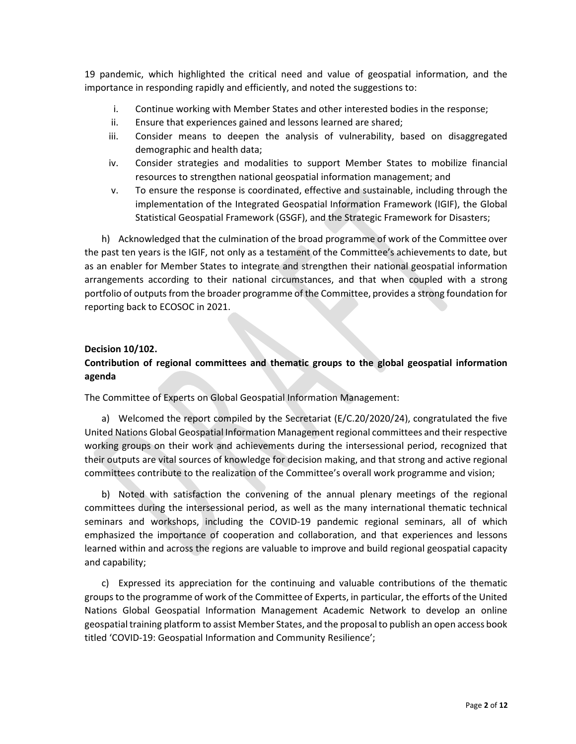19 pandemic, which highlighted the critical need and value of geospatial information, and the importance in responding rapidly and efficiently, and noted the suggestions to:

i. Continue working with Member States and other interested bodies in the response;
ii. Ensure that experiences gained and lessons learned are shared;
iii. Consider means to deepen the analysis of vulnerability, based on disaggregated demographic and health data;
iv. Consider strategies and modalities to support Member States to mobilize financial resources to strengthen national geospatial information management; and
v. To ensure the response is coordinated, effective and sustainable, including through the implementation of the Integrated Geospatial Information Framework (IGIF), the Global Statistical Geospatial Framework (GSGF), and the Strategic Framework for Disasters;

h) Acknowledged that the culmination of the broad programme of work of the Committee over the past ten years is the IGIF, not only as a testament of the Committee's achievements to date, but as an enabler for Member States to integrate and strengthen their national geospatial information arrangements according to their national circumstances, and that when coupled with a strong portfolio of outputs from the broader programme of the Committee, provides a strong foundation for reporting back to ECOSOC in 2021.

**Decision 10/102.**

**Contribution of regional committees and thematic groups to the global geospatial information agenda**

The Committee of Experts on Global Geospatial Information Management:

a) Welcomed the report compiled by the Secretariat (E/C.20/2020/24), congratulated the five United Nations Global Geospatial Information Management regional committees and their respective working groups on their work and achievements during the intersessional period, recognized that their outputs are vital sources of knowledge for decision making, and that strong and active regional committees contribute to the realization of the Committee's overall work programme and vision;

b) Noted with satisfaction the convening of the annual plenary meetings of the regional committees during the intersessional period, as well as the many international thematic technical seminars and workshops, including the COVID-19 pandemic regional seminars, all of which emphasized the importance of cooperation and collaboration, and that experiences and lessons learned within and across the regions are valuable to improve and build regional geospatial capacity and capability;

c) Expressed its appreciation for the continuing and valuable contributions of the thematic groups to the programme of work of the Committee of Experts, in particular, the efforts of the United Nations Global Geospatial Information Management Academic Network to develop an online geospatial training platform to assist Member States, and the proposal to publish an open access book titled 'COVID-19: Geospatial Information and Community Resilience';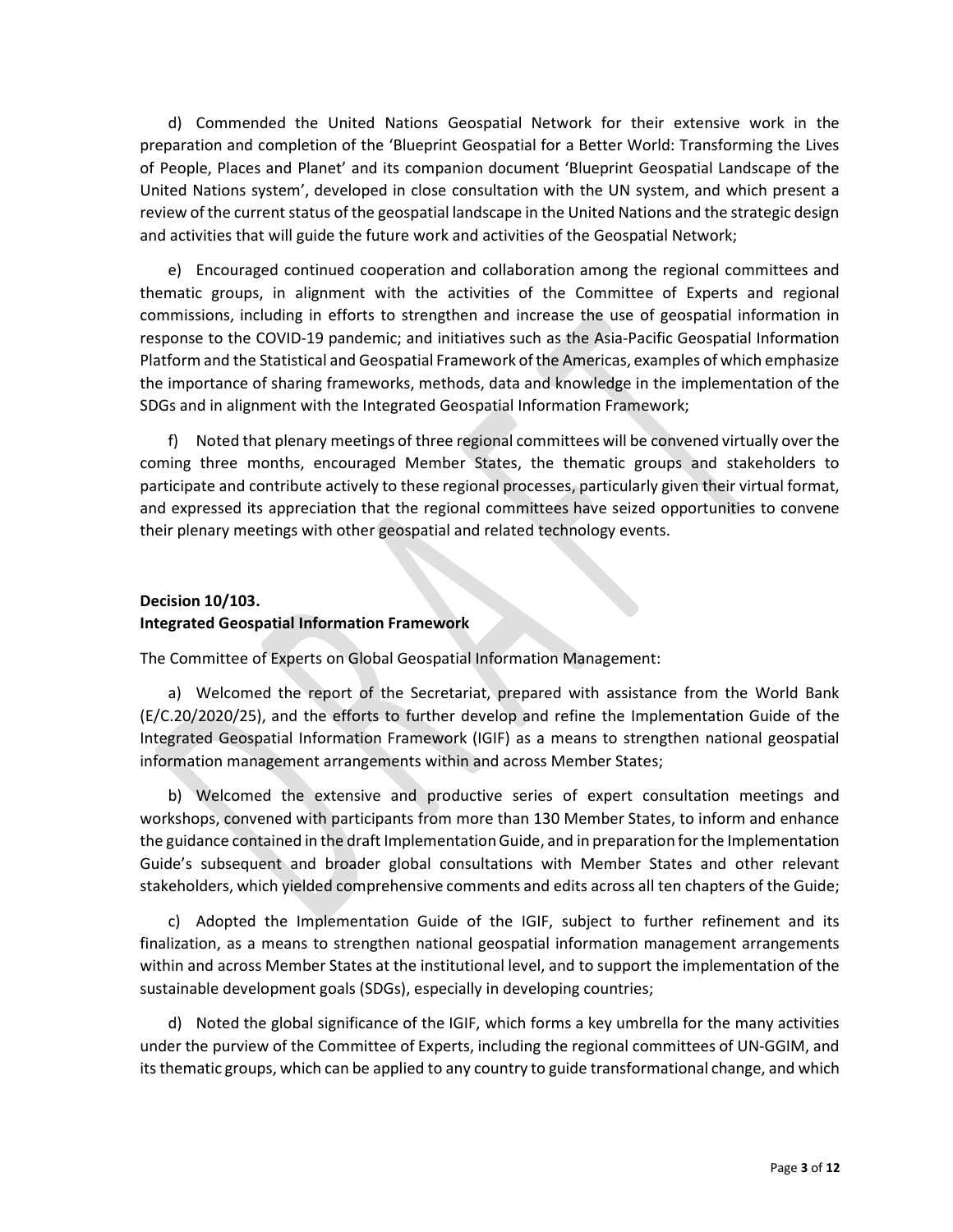d) Commended the United Nations Geospatial Network for their extensive work in the preparation and completion of the 'Blueprint Geospatial for a Better World: Transforming the Lives of People, Places and Planet' and its companion document 'Blueprint Geospatial Landscape of the United Nations system', developed in close consultation with the UN system, and which present a review of the current status of the geospatial landscape in the United Nations and the strategic design and activities that will guide the future work and activities of the Geospatial Network;

e) Encouraged continued cooperation and collaboration among the regional committees and thematic groups, in alignment with the activities of the Committee of Experts and regional commissions, including in efforts to strengthen and increase the use of geospatial information in response to the COVID-19 pandemic; and initiatives such as the Asia-Pacific Geospatial Information Platform and the Statistical and Geospatial Framework of the Americas, examples of which emphasize the importance of sharing frameworks, methods, data and knowledge in the implementation of the SDGs and in alignment with the Integrated Geospatial Information Framework;

f) Noted that plenary meetings of three regional committees will be convened virtually over the coming three months, encouraged Member States, the thematic groups and stakeholders to participate and contribute actively to these regional processes, particularly given their virtual format, and expressed its appreciation that the regional committees have seized opportunities to convene their plenary meetings with other geospatial and related technology events.

**Decision 10/103.**
**Integrated Geospatial Information Framework**

The Committee of Experts on Global Geospatial Information Management:

a) Welcomed the report of the Secretariat, prepared with assistance from the World Bank (E/C.20/2020/25), and the efforts to further develop and refine the Implementation Guide of the Integrated Geospatial Information Framework (IGIF) as a means to strengthen national geospatial information management arrangements within and across Member States;

b) Welcomed the extensive and productive series of expert consultation meetings and workshops, convened with participants from more than 130 Member States, to inform and enhance the guidance contained in the draft Implementation Guide, and in preparation for the Implementation Guide's subsequent and broader global consultations with Member States and other relevant stakeholders, which yielded comprehensive comments and edits across all ten chapters of the Guide;

c) Adopted the Implementation Guide of the IGIF, subject to further refinement and its finalization, as a means to strengthen national geospatial information management arrangements within and across Member States at the institutional level, and to support the implementation of the sustainable development goals (SDGs), especially in developing countries;

d) Noted the global significance of the IGIF, which forms a key umbrella for the many activities under the purview of the Committee of Experts, including the regional committees of UN-GGIM, and its thematic groups, which can be applied to any country to guide transformational change, and which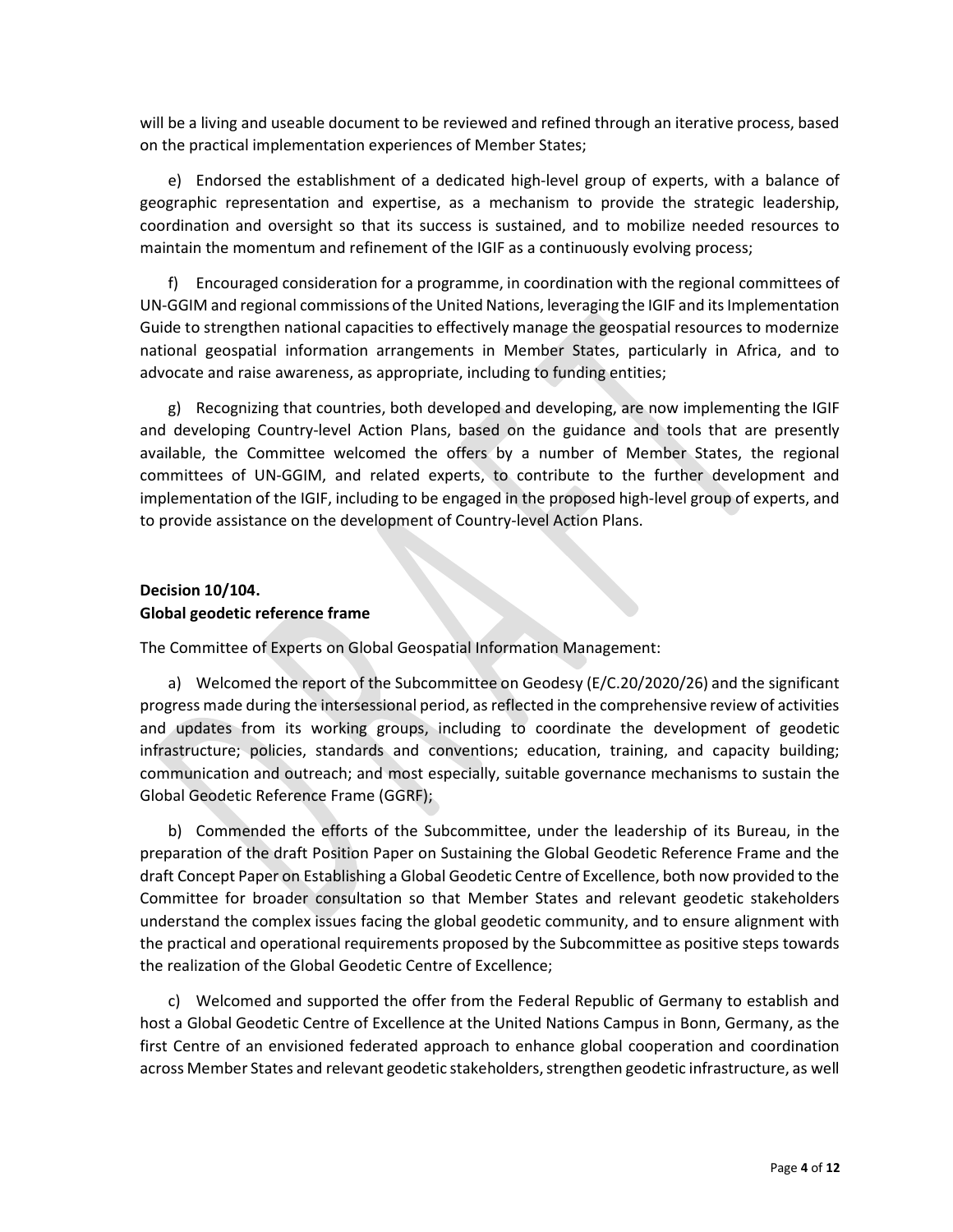will be a living and useable document to be reviewed and refined through an iterative process, based on the practical implementation experiences of Member States;

e) Endorsed the establishment of a dedicated high-level group of experts, with a balance of geographic representation and expertise, as a mechanism to provide the strategic leadership, coordination and oversight so that its success is sustained, and to mobilize needed resources to maintain the momentum and refinement of the IGIF as a continuously evolving process;

f) Encouraged consideration for a programme, in coordination with the regional committees of UN-GGIM and regional commissions of the United Nations, leveraging the IGIF and its Implementation Guide to strengthen national capacities to effectively manage the geospatial resources to modernize national geospatial information arrangements in Member States, particularly in Africa, and to advocate and raise awareness, as appropriate, including to funding entities;

g) Recognizing that countries, both developed and developing, are now implementing the IGIF and developing Country-level Action Plans, based on the guidance and tools that are presently available, the Committee welcomed the offers by a number of Member States, the regional committees of UN-GGIM, and related experts, to contribute to the further development and implementation of the IGIF, including to be engaged in the proposed high-level group of experts, and to provide assistance on the development of Country-level Action Plans.

**Decision 10/104.**
**Global geodetic reference frame**

The Committee of Experts on Global Geospatial Information Management:

a) Welcomed the report of the Subcommittee on Geodesy (E/C.20/2020/26) and the significant progress made during the intersessional period, as reflected in the comprehensive review of activities and updates from its working groups, including to coordinate the development of geodetic infrastructure; policies, standards and conventions; education, training, and capacity building; communication and outreach; and most especially, suitable governance mechanisms to sustain the Global Geodetic Reference Frame (GGRF);

b) Commended the efforts of the Subcommittee, under the leadership of its Bureau, in the preparation of the draft Position Paper on Sustaining the Global Geodetic Reference Frame and the draft Concept Paper on Establishing a Global Geodetic Centre of Excellence, both now provided to the Committee for broader consultation so that Member States and relevant geodetic stakeholders understand the complex issues facing the global geodetic community, and to ensure alignment with the practical and operational requirements proposed by the Subcommittee as positive steps towards the realization of the Global Geodetic Centre of Excellence;

c) Welcomed and supported the offer from the Federal Republic of Germany to establish and host a Global Geodetic Centre of Excellence at the United Nations Campus in Bonn, Germany, as the first Centre of an envisioned federated approach to enhance global cooperation and coordination across Member States and relevant geodetic stakeholders, strengthen geodetic infrastructure, as well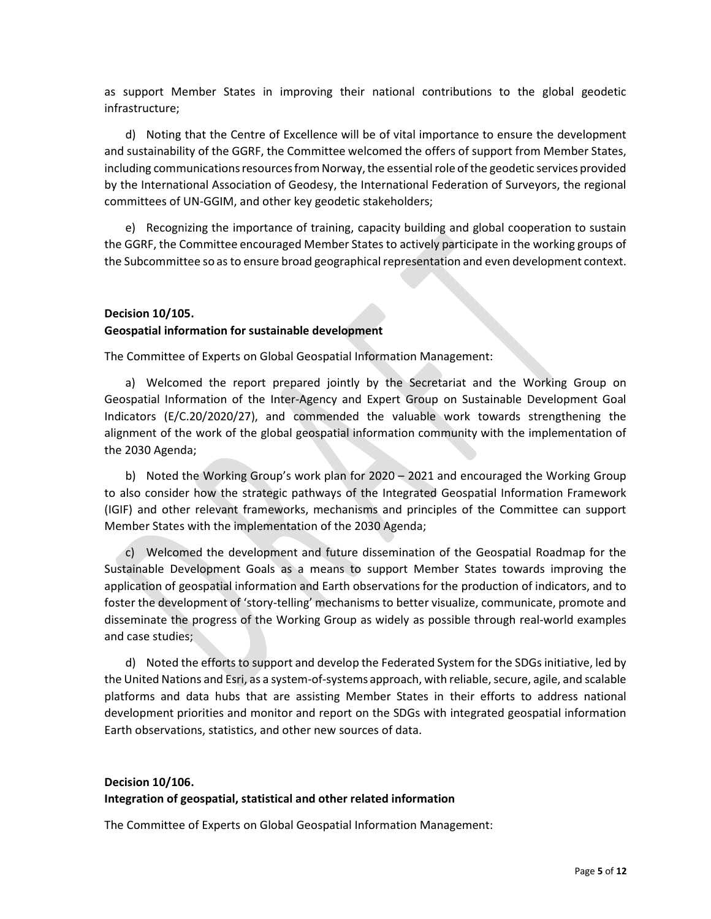as support Member States in improving their national contributions to the global geodetic infrastructure;

d) Noting that the Centre of Excellence will be of vital importance to ensure the development and sustainability of the GGRF, the Committee welcomed the offers of support from Member States, including communications resources from Norway, the essential role of the geodetic services provided by the International Association of Geodesy, the International Federation of Surveyors, the regional committees of UN-GGIM, and other key geodetic stakeholders;

e) Recognizing the importance of training, capacity building and global cooperation to sustain the GGRF, the Committee encouraged Member States to actively participate in the working groups of the Subcommittee so as to ensure broad geographical representation and even development context.

**Decision 10/105.**
**Geospatial information for sustainable development**

The Committee of Experts on Global Geospatial Information Management:

a) Welcomed the report prepared jointly by the Secretariat and the Working Group on Geospatial Information of the Inter-Agency and Expert Group on Sustainable Development Goal Indicators (E/C.20/2020/27), and commended the valuable work towards strengthening the alignment of the work of the global geospatial information community with the implementation of the 2030 Agenda;

b) Noted the Working Group's work plan for 2020 – 2021 and encouraged the Working Group to also consider how the strategic pathways of the Integrated Geospatial Information Framework (IGIF) and other relevant frameworks, mechanisms and principles of the Committee can support Member States with the implementation of the 2030 Agenda;

c) Welcomed the development and future dissemination of the Geospatial Roadmap for the Sustainable Development Goals as a means to support Member States towards improving the application of geospatial information and Earth observations for the production of indicators, and to foster the development of 'story-telling' mechanisms to better visualize, communicate, promote and disseminate the progress of the Working Group as widely as possible through real-world examples and case studies;

d) Noted the efforts to support and develop the Federated System for the SDGs initiative, led by the United Nations and Esri, as a system-of-systems approach, with reliable, secure, agile, and scalable platforms and data hubs that are assisting Member States in their efforts to address national development priorities and monitor and report on the SDGs with integrated geospatial information Earth observations, statistics, and other new sources of data.

**Decision 10/106.**
**Integration of geospatial, statistical and other related information**

The Committee of Experts on Global Geospatial Information Management: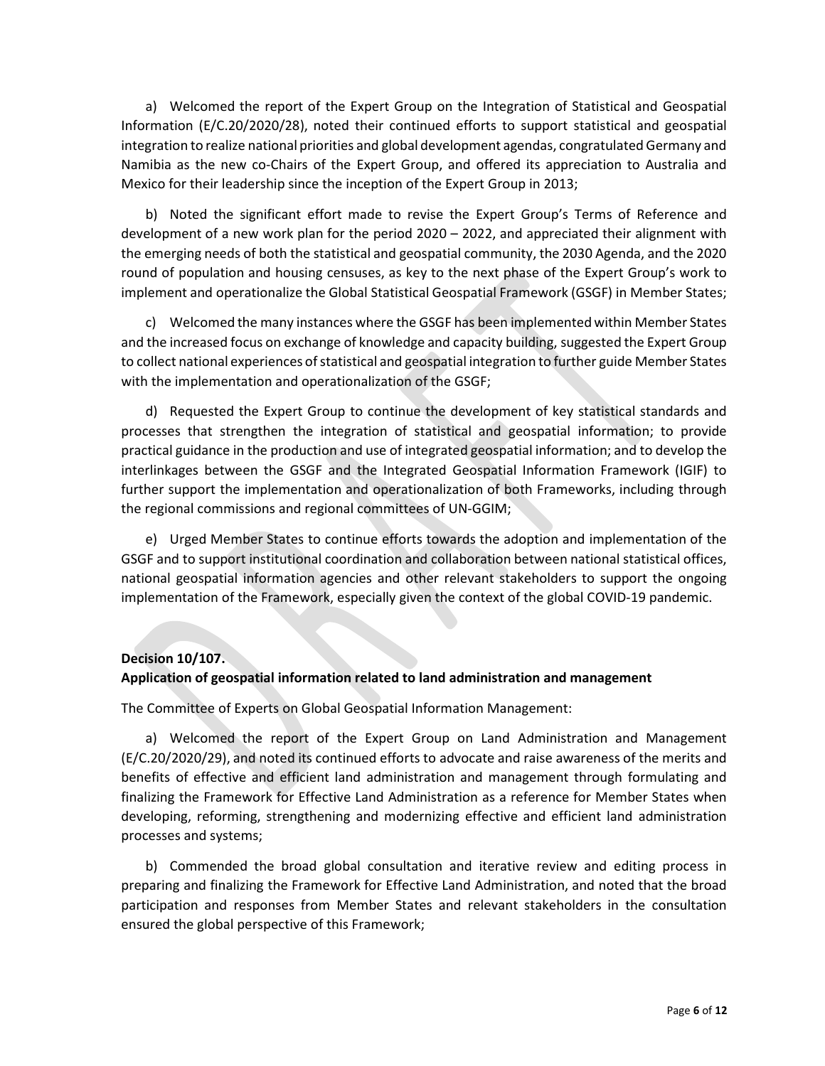a) Welcomed the report of the Expert Group on the Integration of Statistical and Geospatial Information (E/C.20/2020/28), noted their continued efforts to support statistical and geospatial integration to realize national priorities and global development agendas, congratulated Germany and Namibia as the new co-Chairs of the Expert Group, and offered its appreciation to Australia and Mexico for their leadership since the inception of the Expert Group in 2013;

b) Noted the significant effort made to revise the Expert Group's Terms of Reference and development of a new work plan for the period 2020 – 2022, and appreciated their alignment with the emerging needs of both the statistical and geospatial community, the 2030 Agenda, and the 2020 round of population and housing censuses, as key to the next phase of the Expert Group's work to implement and operationalize the Global Statistical Geospatial Framework (GSGF) in Member States;

c) Welcomed the many instances where the GSGF has been implemented within Member States and the increased focus on exchange of knowledge and capacity building, suggested the Expert Group to collect national experiences of statistical and geospatial integration to further guide Member States with the implementation and operationalization of the GSGF;

d) Requested the Expert Group to continue the development of key statistical standards and processes that strengthen the integration of statistical and geospatial information; to provide practical guidance in the production and use of integrated geospatial information; and to develop the interlinkages between the GSGF and the Integrated Geospatial Information Framework (IGIF) to further support the implementation and operationalization of both Frameworks, including through the regional commissions and regional committees of UN-GGIM;

e) Urged Member States to continue efforts towards the adoption and implementation of the GSGF and to support institutional coordination and collaboration between national statistical offices, national geospatial information agencies and other relevant stakeholders to support the ongoing implementation of the Framework, especially given the context of the global COVID-19 pandemic.

**Decision 10/107.**
**Application of geospatial information related to land administration and management**

The Committee of Experts on Global Geospatial Information Management:

a) Welcomed the report of the Expert Group on Land Administration and Management (E/C.20/2020/29), and noted its continued efforts to advocate and raise awareness of the merits and benefits of effective and efficient land administration and management through formulating and finalizing the Framework for Effective Land Administration as a reference for Member States when developing, reforming, strengthening and modernizing effective and efficient land administration processes and systems;

b) Commended the broad global consultation and iterative review and editing process in preparing and finalizing the Framework for Effective Land Administration, and noted that the broad participation and responses from Member States and relevant stakeholders in the consultation ensured the global perspective of this Framework;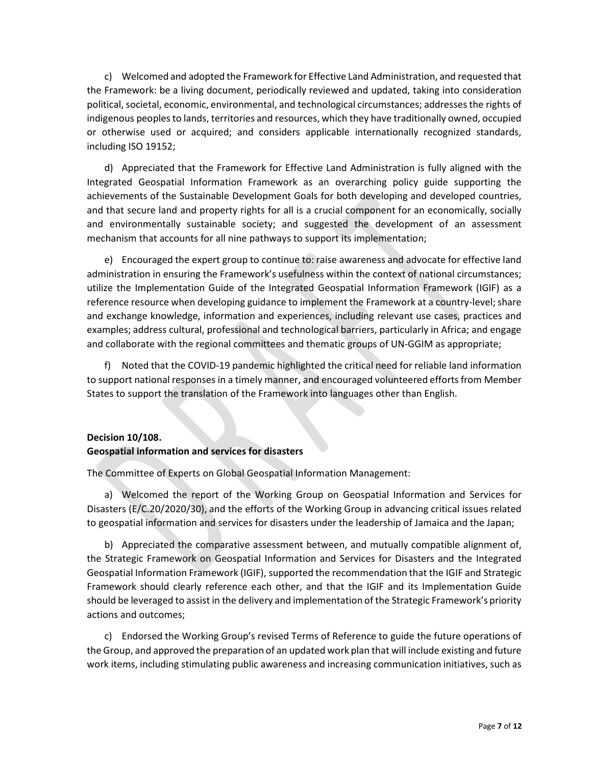c) Welcomed and adopted the Framework for Effective Land Administration, and requested that the Framework: be a living document, periodically reviewed and updated, taking into consideration political, societal, economic, environmental, and technological circumstances; addresses the rights of indigenous peoples to lands, territories and resources, which they have traditionally owned, occupied or otherwise used or acquired; and considers applicable internationally recognized standards, including ISO 19152;

d) Appreciated that the Framework for Effective Land Administration is fully aligned with the Integrated Geospatial Information Framework as an overarching policy guide supporting the achievements of the Sustainable Development Goals for both developing and developed countries, and that secure land and property rights for all is a crucial component for an economically, socially and environmentally sustainable society; and suggested the development of an assessment mechanism that accounts for all nine pathways to support its implementation;

e) Encouraged the expert group to continue to: raise awareness and advocate for effective land administration in ensuring the Framework's usefulness within the context of national circumstances; utilize the Implementation Guide of the Integrated Geospatial Information Framework (IGIF) as a reference resource when developing guidance to implement the Framework at a country-level; share and exchange knowledge, information and experiences, including relevant use cases, practices and examples; address cultural, professional and technological barriers, particularly in Africa; and engage and collaborate with the regional committees and thematic groups of UN-GGIM as appropriate;

f) Noted that the COVID-19 pandemic highlighted the critical need for reliable land information to support national responses in a timely manner, and encouraged volunteered efforts from Member States to support the translation of the Framework into languages other than English.

**Decision 10/108.**
**Geospatial information and services for disasters**

The Committee of Experts on Global Geospatial Information Management:

a) Welcomed the report of the Working Group on Geospatial Information and Services for Disasters (E/C.20/2020/30), and the efforts of the Working Group in advancing critical issues related to geospatial information and services for disasters under the leadership of Jamaica and the Japan;

b) Appreciated the comparative assessment between, and mutually compatible alignment of, the Strategic Framework on Geospatial Information and Services for Disasters and the Integrated Geospatial Information Framework (IGIF), supported the recommendation that the IGIF and Strategic Framework should clearly reference each other, and that the IGIF and its Implementation Guide should be leveraged to assist in the delivery and implementation of the Strategic Framework's priority actions and outcomes;

c) Endorsed the Working Group's revised Terms of Reference to guide the future operations of the Group, and approved the preparation of an updated work plan that will include existing and future work items, including stimulating public awareness and increasing communication initiatives, such as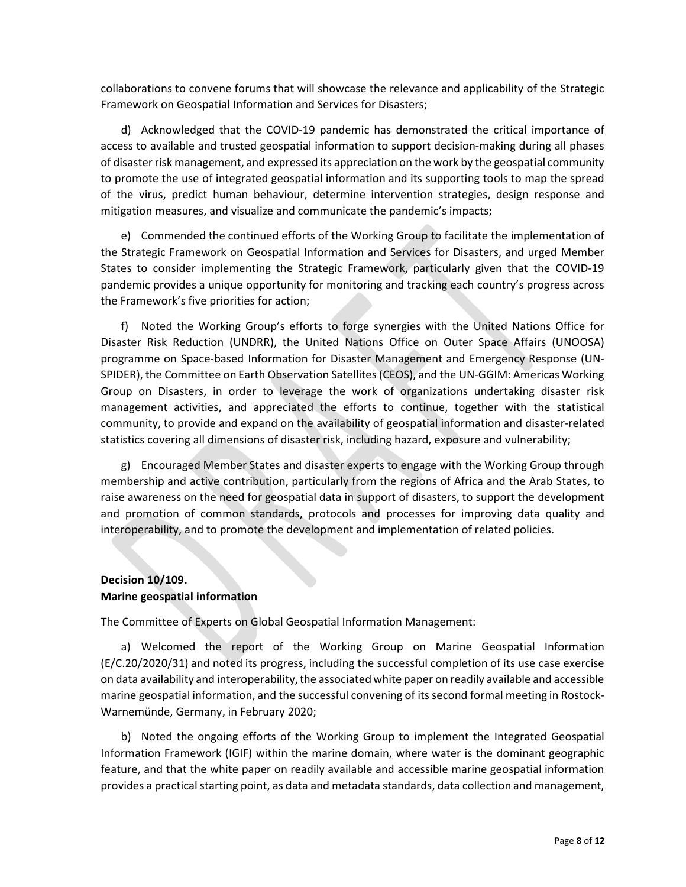collaborations to convene forums that will showcase the relevance and applicability of the Strategic Framework on Geospatial Information and Services for Disasters;

d) Acknowledged that the COVID-19 pandemic has demonstrated the critical importance of access to available and trusted geospatial information to support decision-making during all phases of disaster risk management, and expressed its appreciation on the work by the geospatial community to promote the use of integrated geospatial information and its supporting tools to map the spread of the virus, predict human behaviour, determine intervention strategies, design response and mitigation measures, and visualize and communicate the pandemic's impacts;

e) Commended the continued efforts of the Working Group to facilitate the implementation of the Strategic Framework on Geospatial Information and Services for Disasters, and urged Member States to consider implementing the Strategic Framework, particularly given that the COVID-19 pandemic provides a unique opportunity for monitoring and tracking each country's progress across the Framework's five priorities for action;

f) Noted the Working Group's efforts to forge synergies with the United Nations Office for Disaster Risk Reduction (UNDRR), the United Nations Office on Outer Space Affairs (UNOOSA) programme on Space-based Information for Disaster Management and Emergency Response (UN-SPIDER), the Committee on Earth Observation Satellites (CEOS), and the UN-GGIM: Americas Working Group on Disasters, in order to leverage the work of organizations undertaking disaster risk management activities, and appreciated the efforts to continue, together with the statistical community, to provide and expand on the availability of geospatial information and disaster-related statistics covering all dimensions of disaster risk, including hazard, exposure and vulnerability;

g) Encouraged Member States and disaster experts to engage with the Working Group through membership and active contribution, particularly from the regions of Africa and the Arab States, to raise awareness on the need for geospatial data in support of disasters, to support the development and promotion of common standards, protocols and processes for improving data quality and interoperability, and to promote the development and implementation of related policies.

**Decision 10/109.**
**Marine geospatial information**

The Committee of Experts on Global Geospatial Information Management:

a) Welcomed the report of the Working Group on Marine Geospatial Information (E/C.20/2020/31) and noted its progress, including the successful completion of its use case exercise on data availability and interoperability, the associated white paper on readily available and accessible marine geospatial information, and the successful convening of its second formal meeting in Rostock-Warnemünde, Germany, in February 2020;

b) Noted the ongoing efforts of the Working Group to implement the Integrated Geospatial Information Framework (IGIF) within the marine domain, where water is the dominant geographic feature, and that the white paper on readily available and accessible marine geospatial information provides a practical starting point, as data and metadata standards, data collection and management,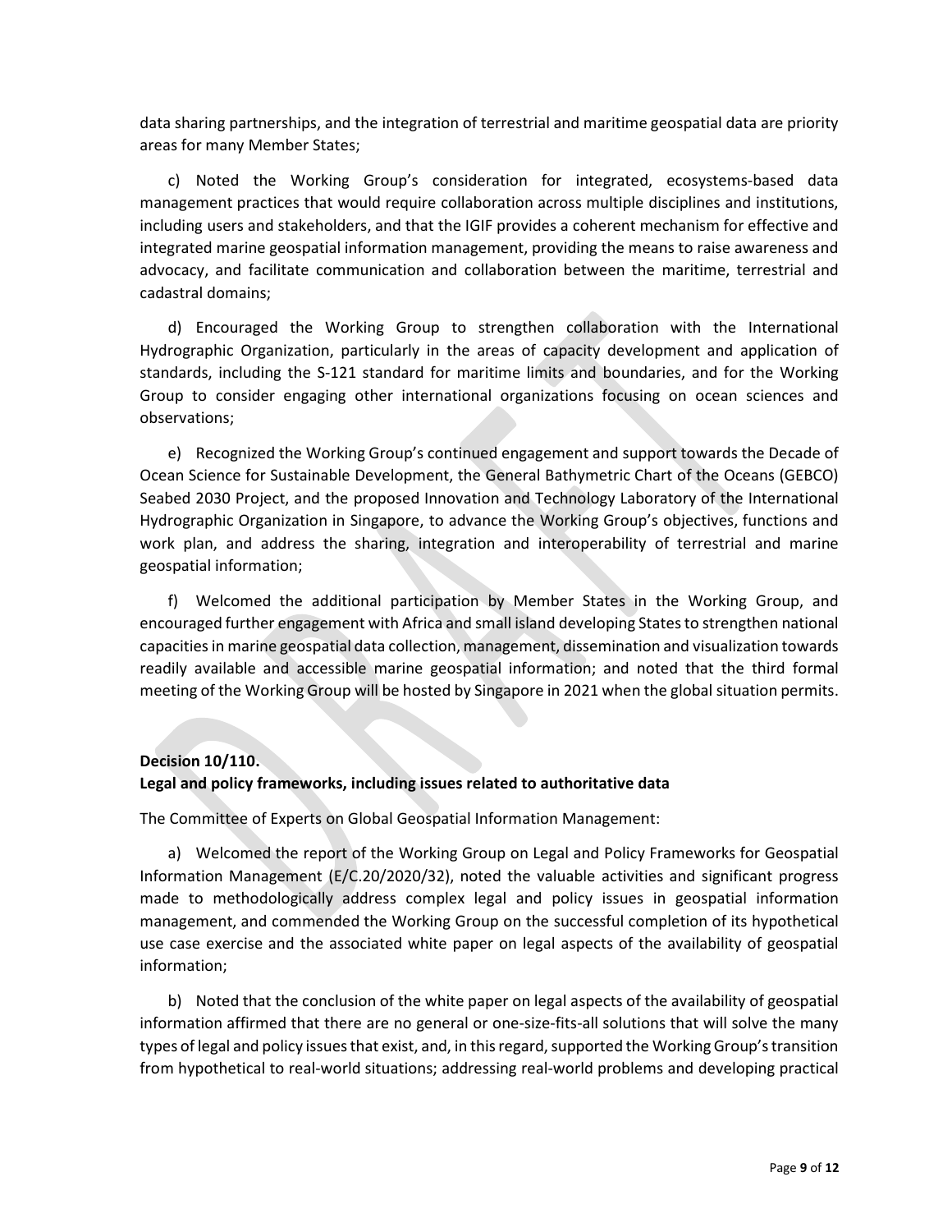data sharing partnerships, and the integration of terrestrial and maritime geospatial data are priority areas for many Member States;

c) Noted the Working Group's consideration for integrated, ecosystems-based data management practices that would require collaboration across multiple disciplines and institutions, including users and stakeholders, and that the IGIF provides a coherent mechanism for effective and integrated marine geospatial information management, providing the means to raise awareness and advocacy, and facilitate communication and collaboration between the maritime, terrestrial and cadastral domains;

d) Encouraged the Working Group to strengthen collaboration with the International Hydrographic Organization, particularly in the areas of capacity development and application of standards, including the S-121 standard for maritime limits and boundaries, and for the Working Group to consider engaging other international organizations focusing on ocean sciences and observations;

e) Recognized the Working Group's continued engagement and support towards the Decade of Ocean Science for Sustainable Development, the General Bathymetric Chart of the Oceans (GEBCO) Seabed 2030 Project, and the proposed Innovation and Technology Laboratory of the International Hydrographic Organization in Singapore, to advance the Working Group's objectives, functions and work plan, and address the sharing, integration and interoperability of terrestrial and marine geospatial information;

f) Welcomed the additional participation by Member States in the Working Group, and encouraged further engagement with Africa and small island developing States to strengthen national capacities in marine geospatial data collection, management, dissemination and visualization towards readily available and accessible marine geospatial information; and noted that the third formal meeting of the Working Group will be hosted by Singapore in 2021 when the global situation permits.

**Decision 10/110.**
**Legal and policy frameworks, including issues related to authoritative data**

The Committee of Experts on Global Geospatial Information Management:

a) Welcomed the report of the Working Group on Legal and Policy Frameworks for Geospatial Information Management (E/C.20/2020/32), noted the valuable activities and significant progress made to methodologically address complex legal and policy issues in geospatial information management, and commended the Working Group on the successful completion of its hypothetical use case exercise and the associated white paper on legal aspects of the availability of geospatial information;

b) Noted that the conclusion of the white paper on legal aspects of the availability of geospatial information affirmed that there are no general or one-size-fits-all solutions that will solve the many types of legal and policy issues that exist, and, in this regard, supported the Working Group's transition from hypothetical to real-world situations; addressing real-world problems and developing practical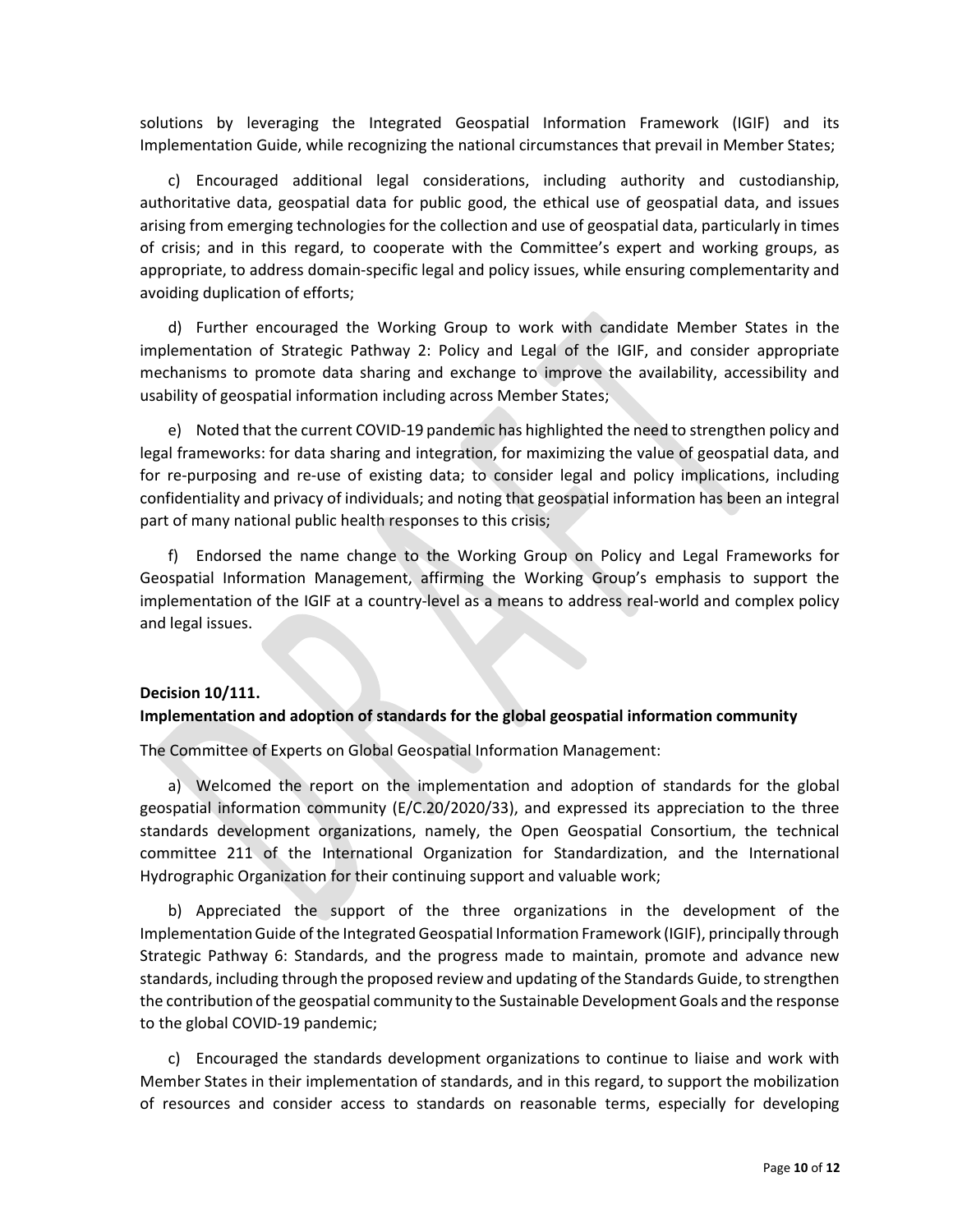solutions by leveraging the Integrated Geospatial Information Framework (IGIF) and its Implementation Guide, while recognizing the national circumstances that prevail in Member States;

c) Encouraged additional legal considerations, including authority and custodianship, authoritative data, geospatial data for public good, the ethical use of geospatial data, and issues arising from emerging technologies for the collection and use of geospatial data, particularly in times of crisis; and in this regard, to cooperate with the Committee's expert and working groups, as appropriate, to address domain-specific legal and policy issues, while ensuring complementarity and avoiding duplication of efforts;

d) Further encouraged the Working Group to work with candidate Member States in the implementation of Strategic Pathway 2: Policy and Legal of the IGIF, and consider appropriate mechanisms to promote data sharing and exchange to improve the availability, accessibility and usability of geospatial information including across Member States;

e) Noted that the current COVID-19 pandemic has highlighted the need to strengthen policy and legal frameworks: for data sharing and integration, for maximizing the value of geospatial data, and for re-purposing and re-use of existing data; to consider legal and policy implications, including confidentiality and privacy of individuals; and noting that geospatial information has been an integral part of many national public health responses to this crisis;

f) Endorsed the name change to the Working Group on Policy and Legal Frameworks for Geospatial Information Management, affirming the Working Group's emphasis to support the implementation of the IGIF at a country-level as a means to address real-world and complex policy and legal issues.

**Decision 10/111.**
**Implementation and adoption of standards for the global geospatial information community**

The Committee of Experts on Global Geospatial Information Management:

a) Welcomed the report on the implementation and adoption of standards for the global geospatial information community (E/C.20/2020/33), and expressed its appreciation to the three standards development organizations, namely, the Open Geospatial Consortium, the technical committee 211 of the International Organization for Standardization, and the International Hydrographic Organization for their continuing support and valuable work;

b) Appreciated the support of the three organizations in the development of the Implementation Guide of the Integrated Geospatial Information Framework (IGIF), principally through Strategic Pathway 6: Standards, and the progress made to maintain, promote and advance new standards, including through the proposed review and updating of the Standards Guide, to strengthen the contribution of the geospatial community to the Sustainable Development Goals and the response to the global COVID-19 pandemic;

c) Encouraged the standards development organizations to continue to liaise and work with Member States in their implementation of standards, and in this regard, to support the mobilization of resources and consider access to standards on reasonable terms, especially for developing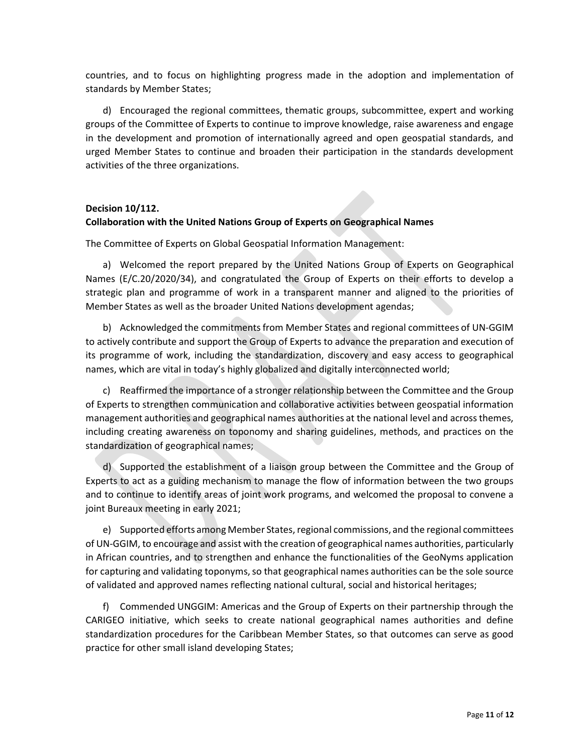countries, and to focus on highlighting progress made in the adoption and implementation of standards by Member States;

d) Encouraged the regional committees, thematic groups, subcommittee, expert and working groups of the Committee of Experts to continue to improve knowledge, raise awareness and engage in the development and promotion of internationally agreed and open geospatial standards, and urged Member States to continue and broaden their participation in the standards development activities of the three organizations.

**Decision 10/112.**
**Collaboration with the United Nations Group of Experts on Geographical Names**

The Committee of Experts on Global Geospatial Information Management:

a) Welcomed the report prepared by the United Nations Group of Experts on Geographical Names (E/C.20/2020/34), and congratulated the Group of Experts on their efforts to develop a strategic plan and programme of work in a transparent manner and aligned to the priorities of Member States as well as the broader United Nations development agendas;

b) Acknowledged the commitments from Member States and regional committees of UN-GGIM to actively contribute and support the Group of Experts to advance the preparation and execution of its programme of work, including the standardization, discovery and easy access to geographical names, which are vital in today's highly globalized and digitally interconnected world;

c) Reaffirmed the importance of a stronger relationship between the Committee and the Group of Experts to strengthen communication and collaborative activities between geospatial information management authorities and geographical names authorities at the national level and across themes, including creating awareness on toponomy and sharing guidelines, methods, and practices on the standardization of geographical names;

d) Supported the establishment of a liaison group between the Committee and the Group of Experts to act as a guiding mechanism to manage the flow of information between the two groups and to continue to identify areas of joint work programs, and welcomed the proposal to convene a joint Bureaux meeting in early 2021;

e) Supported efforts among Member States, regional commissions, and the regional committees of UN-GGIM, to encourage and assist with the creation of geographical names authorities, particularly in African countries, and to strengthen and enhance the functionalities of the GeoNyms application for capturing and validating toponyms, so that geographical names authorities can be the sole source of validated and approved names reflecting national cultural, social and historical heritages;

f) Commended UNGGIM: Americas and the Group of Experts on their partnership through the CARIGEO initiative, which seeks to create national geographical names authorities and define standardization procedures for the Caribbean Member States, so that outcomes can serve as good practice for other small island developing States;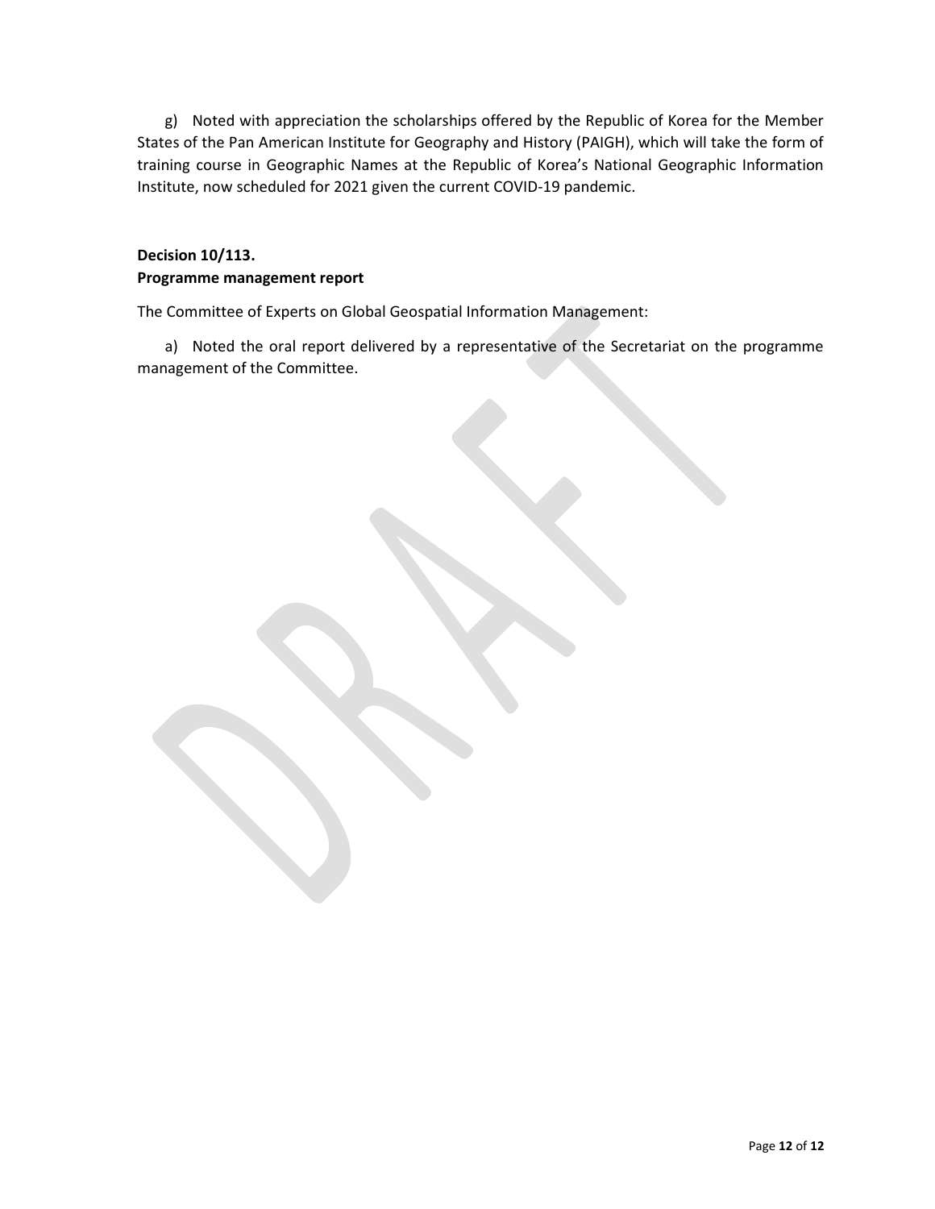g) Noted with appreciation the scholarships offered by the Republic of Korea for the Member States of the Pan American Institute for Geography and History (PAIGH), which will take the form of training course in Geographic Names at the Republic of Korea's National Geographic Information Institute, now scheduled for 2021 given the current COVID-19 pandemic.

**Decision 10/113.**
**Programme management report**

The Committee of Experts on Global Geospatial Information Management:

a) Noted the oral report delivered by a representative of the Secretariat on the programme management of the Committee.